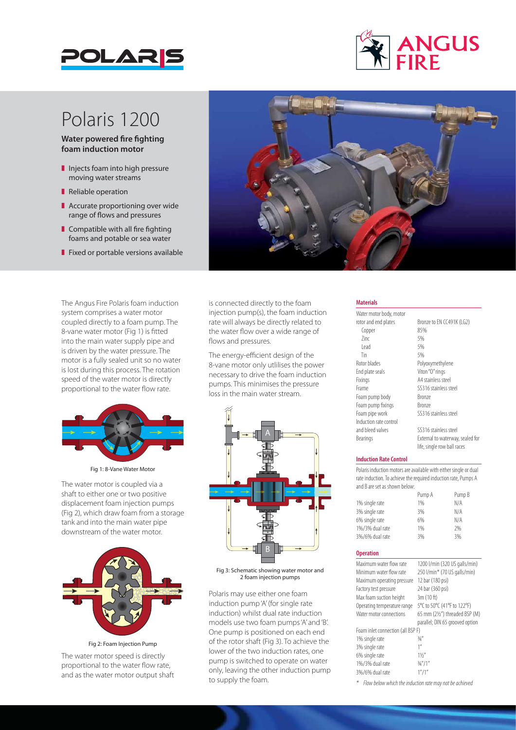# Polaris 1200

**Water powered fire fighting foam induction motor**

- Injects foam into high pressure moving water streams
- Reliable operation
- Accurate proportioning over wide range of flows and pressures
- Compatible with all fire fighting foams and potable or sea water
- Fixed or portable versions available

The Angus Fire Polaris foam induction system comprises a water motor coupled directly to a foam pump. The 8-vane water motor (Fig 1) is fitted into the main water supply pipe and is driven by the water pressure. The motor is a fully sealed unit so no water is lost during this process. The rotation speed of the water motor is directly proportional to the water flow rate.

Fig 1: 8-Vane Water Motor

The water motor is coupled via a shaft to either one or two positive displacement foam injection pumps (Fig 2), which draw foam from a storage tank and into the main water pipe downstream of the water motor.

Fig 2: Foam Injection Pump

The water motor speed is directly proportional to the water flow rate, and as the water motor output shaft is connected directly to the foam injection pump(s), the foam induction rate will always be directly related to the water flow over a wide range of flows and pressures.

The energy-efficient design of the 8-vane motor only utlilises the power necessary to drive the foam induction pumps. This minimises the pressure loss in the main water stream.

Fig 3: Schematic showing water motor and 2 foam injection pumps

Polaris may use either one foam induction pump 'A' (for single rate induction) whilst dual rate induction models use two foam pumps 'A' and 'B'. One pump is positioned on each end of the rotor shaft (Fig 3). To achieve the lower of the two induction rates, one pump is switched to operate on water only, leaving the other induction pump to supply the foam.

### Materials

| | |
|---|---|
| Water motor body, motor rotor and end plates | Bronze to EN CC491K (LG2) |
| Copper | 85% |
| Zinc | 5% |
| Lead | 5% |
| Tin | 5% |
| Rotor blades | Polyoxymethylene |
| End plate seals | Viton "O" rings |
| Fixings | A4 stainless steel |
| Frame | SS316 stainless steel |
| Foam pump body | Bronze |
| Foam pump fixings | Bronze |
| Foam pipe work | SS316 stainless steel |
| Induction rate control and bleed valves | SS316 stainless steel |
| Bearings | External to waterway, sealed for life, single row ball races |

### Induction Rate Control

Polaris induction motors are available with either single or dual rate induction. To achieve the required induction rate, Pumps A and B are set as shown below:

| | Pump A | Pump B |
|---|---|---|
| 1% single rate | 1% | N/A |
| 3% single rate | 3% | N/A |
| 6% single rate | 6% | N/A |
| 1%/3% dual rate | 1% | 2% |
| 3%/6% dual rate | 3% | 3% |

### Operation

| | |
|---|---|
| Maximum water flow rate | 1200 l/min (320 US galls/min) |
| Minimum water flow rate | 250 l/min* (70 US galls/min) |
| Maximum operating pressure | 12 bar (180 psi) |
| Factory test pressure | 24 bar (360 psi) |
| Max foam suction height | 3m (10 ft) |
| Operating temperature range | 5°C to 50°C (41°F to 122°F) |
| Water motor connections | 65 mm (2½") threaded BSP (M) parallel; DIN 65 grooved option |
| Foam inlet connection (all BSP F) | |
| 1% single rate | ¾" |
| 3% single rate | 1" |
| 6% single rate | 1½" |
| 1%/3% dual rate | ¾"/1" |
| 3%/6% dual rate | 1"/1" |

*\* Flow below which the induction rate may not be achieved*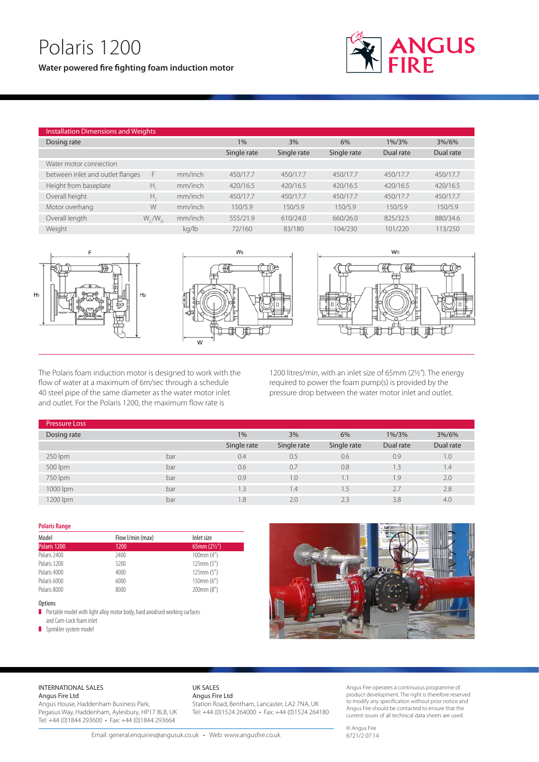# Polaris 1200

**Water powered fire fighting foam induction motor**

| Installation Dimensions and Weights | | | | | | | |
|---|---|---|---|---|---|---|---|
| Dosing rate | | | 1% | 3% | 6% | 1%/3% | 3%/6% |
| | | | Single rate | Single rate | Single rate | Dual rate | Dual rate |
| Water motor connection | | | | | | | |
| between inlet and outlet flanges | F | mm/inch | 450/17.7 | 450/17.7 | 450/17.7 | 450/17.7 | 450/17.7 |
| Height from baseplate | $H_1$ | mm/inch | 420/16.5 | 420/16.5 | 420/16.5 | 420/16.5 | 420/16.5 |
| Overall height | $H_2$ | mm/inch | 450/17.7 | 450/17.7 | 450/17.7 | 450/17.7 | 450/17.7 |
| Motor overhang | W | mm/inch | 150/5.9 | 150/5.9 | 150/5.9 | 150/5.9 | 150/5.9 |
| Overall length | $W_S/W_D$ | mm/inch | 555/21.9 | 610/24.0 | 660/26.0 | 825/32.5 | 880/34.6 |
| Weight | | kg/lb | 72/160 | 83/180 | 104/230 | 101/220 | 113/250 |

F

H1

H2

Ws

W

WD

The Polaris foam induction motor is designed to work with the flow of water at a maximum of 6m/sec through a schedule 40 steel pipe of the same diameter as the water motor inlet and outlet. For the Polaris 1200, the maximum flow rate is 1200 litres/min, with an inlet size of 65mm (2½"). The energy required to power the foam pump(s) is provided by the pressure drop between the water motor inlet and outlet.

| Pressure Loss | | | | | | |
|---|---|---|---|---|---|---|
| Dosing rate | | 1% | 3% | 6% | 1%/3% | 3%/6% |
| | | Single rate | Single rate | Single rate | Dual rate | Dual rate |
| 250 lpm | bar | 0.4 | 0.5 | 0.6 | 0.9 | 1.0 |
| 500 lpm | bar | 0.6 | 0.7 | 0.8 | 1.3 | 1.4 |
| 750 lpm | bar | 0.9 | 1.0 | 1.1 | 1.9 | 2.0 |
| 1000 lpm | bar | 1.3 | 1.4 | 1.5 | 2.7 | 2.8 |
| 1200 lpm | bar | 1.8 | 2.0 | 2.3 | 3.8 | 4.0 |

**Polaris Range**

| Model | Flow l/min (max) | Inlet size |
|---|---|---|
| Polaris 1200 | 1200 | 65mm (2½") |
| Polaris 2400 | 2400 | 100mm (4") |
| Polaris 3200 | 3200 | 125mm (5") |
| Polaris 4000 | 4000 | 125mm (5") |
| Polaris 6000 | 6000 | 150mm (6") |
| Polaris 8000 | 8000 | 200mm (8") |

Options

- Portable model with light alloy motor body, hard anodised working surfaces and Cam-Lock foam inlet
- Sprinkler system model

INTERNATIONAL SALES
Angus Fire Ltd
Angus House, Haddenham Business Park,
Pegasus Way, Haddenham, Aylesbury, HP17 8LB, UK
Tel: +44 (0)1844 293600 • Fax: +44 (0)1844 293664

UK SALES
Angus Fire Ltd
Station Road, Bentham, Lancaster, LA2 7NA, UK
Tel: +44 (0)1524 264000 • Fax: +44 (0)1524 264180

Email: general.enquiries@angusuk.co.uk • Web: www.angusfire.co.uk

Angus Fire operates a continuous programme of product development. The right is therefore reserved to modify any specification without prior notice and Angus Fire should be contacted to ensure that the current issues of all technical data sheets are used.

© Angus Fire
6721/2 07.14